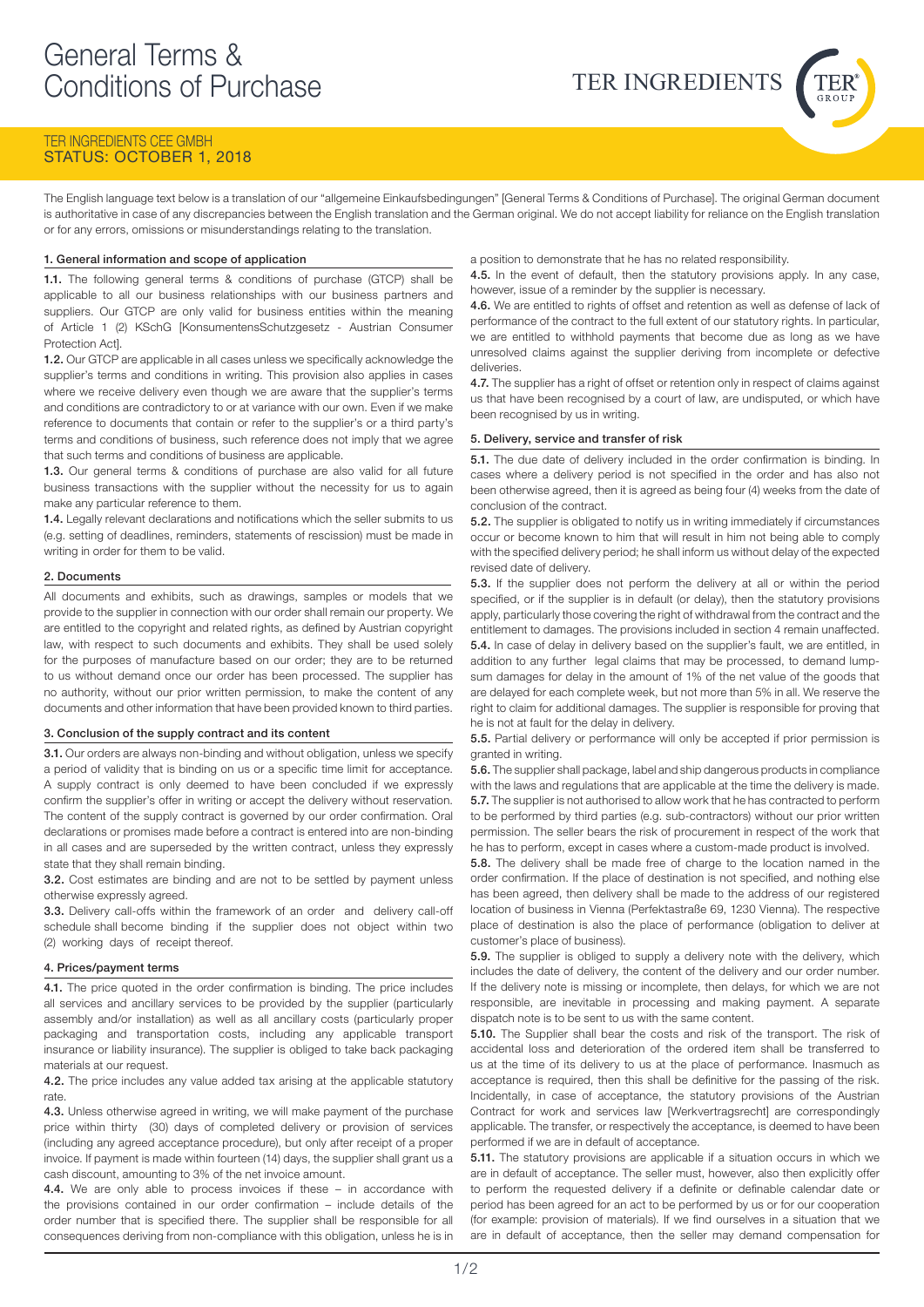# General Terms & Conditions of Purchase

TER INGREDIENTS

TER INGREDIENTS CEE GMBH
STATUS: OCTOBER 1, 2018

The English language text below is a translation of our "allgemeine Einkaufsbedingungen" [General Terms & Conditions of Purchase]. The original German document is authoritative in case of any discrepancies between the English translation and the German original. We do not accept liability for reliance on the English translation or for any errors, omissions or misunderstandings relating to the translation.

## 1. General information and scope of application

**1.1.** The following general terms & conditions of purchase (GTCP) shall be applicable to all our business relationships with our business partners and suppliers. Our GTCP are only valid for business entities within the meaning of Article 1 (2) KSchG [KonsumentensSchutzgesetz - Austrian Consumer Protection Act].

**1.2.** Our GTCP are applicable in all cases unless we specifically acknowledge the supplier's terms and conditions in writing. This provision also applies in cases where we receive delivery even though we are aware that the supplier's terms and conditions are contradictory to or at variance with our own. Even if we make reference to documents that contain or refer to the supplier's or a third party's terms and conditions of business, such reference does not imply that we agree that such terms and conditions of business are applicable.

**1.3.** Our general terms & conditions of purchase are also valid for all future business transactions with the supplier without the necessity for us to again make any particular reference to them.

**1.4.** Legally relevant declarations and notifications which the seller submits to us (e.g. setting of deadlines, reminders, statements of rescission) must be made in writing in order for them to be valid.

## 2. Documents

All documents and exhibits, such as drawings, samples or models that we provide to the supplier in connection with our order shall remain our property. We are entitled to the copyright and related rights, as defined by Austrian copyright law, with respect to such documents and exhibits. They shall be used solely for the purposes of manufacture based on our order; they are to be returned to us without demand once our order has been processed. The supplier has no authority, without our prior written permission, to make the content of any documents and other information that have been provided known to third parties.

## 3. Conclusion of the supply contract and its content

**3.1.** Our orders are always non-binding and without obligation, unless we specify a period of validity that is binding on us or a specific time limit for acceptance. A supply contract is only deemed to have been concluded if we expressly confirm the supplier's offer in writing or accept the delivery without reservation. The content of the supply contract is governed by our order confirmation. Oral declarations or promises made before a contract is entered into are non-binding in all cases and are superseded by the written contract, unless they expressly state that they shall remain binding.

**3.2.** Cost estimates are binding and are not to be settled by payment unless otherwise expressly agreed.

**3.3.** Delivery call-offs within the framework of an order and delivery call-off schedule shall become binding if the supplier does not object within two (2) working days of receipt thereof.

## 4. Prices/payment terms

**4.1.** The price quoted in the order confirmation is binding. The price includes all services and ancillary services to be provided by the supplier (particularly assembly and/or installation) as well as all ancillary costs (particularly proper packaging and transportation costs, including any applicable transport insurance or liability insurance). The supplier is obliged to take back packaging materials at our request.

**4.2.** The price includes any value added tax arising at the applicable statutory rate.

**4.3.** Unless otherwise agreed in writing, we will make payment of the purchase price within thirty (30) days of completed delivery or provision of services (including any agreed acceptance procedure), but only after receipt of a proper invoice. If payment is made within fourteen (14) days, the supplier shall grant us a 3% cash discount, amounting to 3% of the net invoice amount.

**4.4.** We are only able to process invoices if these – in accordance with the provisions contained in our order confirmation – include details of the order number that is specified there. The supplier shall be responsible for all consequences deriving from non-compliance with this obligation, unless he is in a position to demonstrate that he has no related responsibility.

**4.5.** In the event of default, then the statutory provisions apply. In any case, however, issue of a reminder by the supplier is necessary.

**4.6.** We are entitled to rights of offset and retention as well as defense of lack of performance of the contract to the full extent of our statutory rights. In particular, we are entitled to withhold payments that become due as long as we have unresolved claims against the supplier deriving from incomplete or defective deliveries.

**4.7.** The supplier has a right of offset or retention only in respect of claims against us that have been recognised by a court of law, are undisputed, or which have been recognised by us in writing.

## 5. Delivery, service and transfer of risk

**5.1.** The due date of delivery included in the order confirmation is binding. In cases where a delivery period is not specified in the order and has also not been otherwise agreed, then it is agreed as being four (4) weeks from the date of conclusion of the contract.

**5.2.** The supplier is obligated to notify us in writing immediately if circumstances occur or become known to him that will result in him not being able to comply with the specified delivery period; he shall inform us without delay of the expected revised date of delivery.

**5.3.** If the supplier does not perform the delivery at all or within the period specified, or if the supplier is in default (or delay), then the statutory provisions apply, particularly those covering the right of withdrawal from the contract and the entitlement to damages. The provisions included in section 4 remain unaffected.

**5.4.** In case of delay in delivery based on the supplier's fault, we are entitled, in addition to any further legal claims that may be processed, to demand lump-sum damages for delay in the amount of 1% of the net value of the goods that are delayed for each complete week, but not more than 5% in all. We reserve the right to claim for additional damages. The supplier is responsible for proving that he is not at fault for the delay in delivery.

**5.5.** Partial delivery or performance will only be accepted if prior permission is granted in writing.

**5.6.** The supplier shall package, label and ship dangerous products in compliance with the laws and regulations that are applicable at the time the delivery is made.

**5.7.** The supplier is not authorised to allow work that he has contracted to perform to be performed by third parties (e.g. sub-contractors) without our prior written permission. The seller bears the risk of procurement in respect of the work that he has to perform, except in cases where a custom-made product is involved.

**5.8.** The delivery shall be made free of charge to the location named in the order confirmation. If the place of destination is not specified, and nothing else has been agreed, then delivery shall be made to the address of our registered location of business in Vienna (Perfektastraße 69, 1230 Vienna). The respective place of destination is also the place of performance (obligation to deliver at customer's place of business).

**5.9.** The supplier is obliged to supply a delivery note with the delivery, which includes the date of delivery, the content of the delivery and our order number. If the delivery note is missing or incomplete, then delays, for which we are not responsible, are inevitable in processing and making payment. A separate dispatch note is to be sent to us with the same content.

**5.10.** The Supplier shall bear the costs and risk of the transport. The risk of accidental loss and deterioration of the ordered item shall be transferred to us at the time of its delivery to us at the place of performance. Inasmuch as acceptance is required, then this shall be definitive for the passing of the risk. Incidentally, in case of acceptance, the statutory provisions of the Austrian Contract for work and services law [Werkvertragsrecht] are correspondingly applicable. The transfer, or respectively the acceptance, is deemed to have been performed if we are in default of acceptance.

**5.11.** The statutory provisions are applicable if a situation occurs in which we are in default of acceptance. The seller must, however, also then explicitly offer to perform the requested delivery if a definite or definable calendar date or period has been agreed for an act to be performed by us or for our cooperation (for example: provision of materials). If we find ourselves in a situation that we are in default of acceptance, then the seller may demand compensation for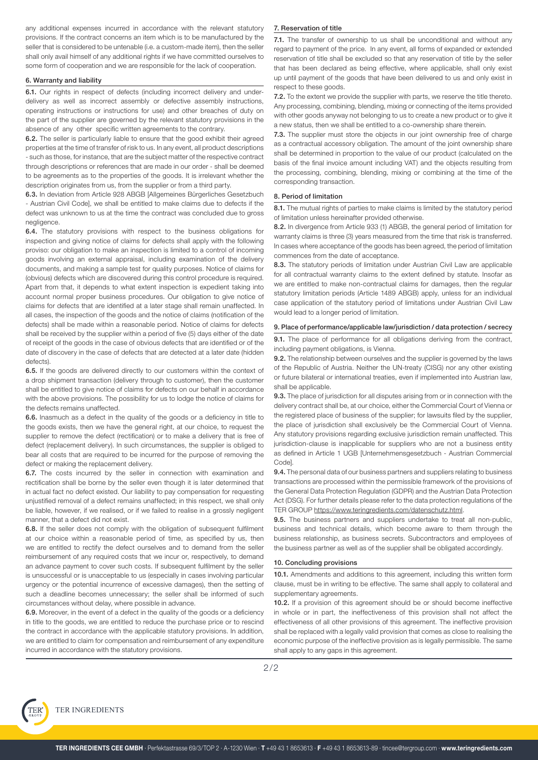any additional expenses incurred in accordance with the relevant statutory provisions. If the contract concerns an item which is to be manufactured by the seller that is considered to be untenable (i.e. a custom-made item), then the seller shall only avail himself of any additional rights if we have committed ourselves to some form of cooperation and we are responsible for the lack of cooperation.

## 6. Warranty and liability

**6.1.** Our rights in respect of defects (including incorrect delivery and under-delivery as well as incorrect assembly or defective assembly instructions, operating instructions or instructions for use) and other breaches of duty on the part of the supplier are governed by the relevant statutory provisions in the absence of any other specific written agreements to the contrary.

**6.2.** The seller is particularly liable to ensure that the good exhibit their agreed properties at the time of transfer of risk to us. In any event, all product descriptions - such as those, for instance, that are the subject matter of the respective contract through descriptions or references that are made in our order - shall be deemed to be agreements as to the properties of the goods. It is irrelevant whether the description originates from us, from the supplier or from a third party.

**6.3.** In deviation from Article 928 ABGB [Allgemeines Bürgerliches Gesetzbuch - Austrian Civil Code], we shall be entitled to make claims due to defects if the defect was unknown to us at the time the contract was concluded due to gross negligence.

**6.4.** The statutory provisions with respect to the business obligations for inspection and giving notice of claims for defects shall apply with the following proviso: our obligation to make an inspection is limited to a control of incoming goods involving an external appraisal, including examination of the delivery documents, and making a sample test for quality purposes. Notice of claims for (obvious) defects which are discovered during this control procedure is required. Apart from that, it depends to what extent inspection is expedient taking into account normal proper business procedures. Our obligation to give notice of claims for defects that are identified at a later stage shall remain unaffected. In all cases, the inspection of the goods and the notice of claims (notification of the defects) shall be made within a reasonable period. Notice of claims for defects shall be received by the supplier within a period of five (5) days either of the date of receipt of the goods in the case of obvious defects that are identified or of the date of discovery in the case of defects that are detected at a later date (hidden defects).

**6.5.** If the goods are delivered directly to our customers within the context of a drop shipment transaction (delivery through to customer), then the customer shall be entitled to give notice of claims for defects on our behalf in accordance with the above provisions. The possibility for us to lodge the notice of claims for the defects remains unaffected.

**6.6.** Inasmuch as a defect in the quality of the goods or a deficiency in title to the goods exists, then we have the general right, at our choice, to request the supplier to remove the defect (rectification) or to make a delivery that is free of defect (replacement delivery). In such circumstances, the supplier is obliged to bear all costs that are required to be incurred for the purpose of removing the defect or making the replacement delivery.

**6.7.** The costs incurred by the seller in connection with examination and rectification shall be borne by the seller even though it is later determined that in actual fact no defect existed. Our liability to pay compensation for requesting unjustified removal of a defect remains unaffected; in this respect, we shall only be liable, however, if we realised, or if we failed to realise in a grossly negligent manner, that a defect did not exist.

**6.8.** If the seller does not comply with the obligation of subsequent fulfilment at our choice within a reasonable period of time, as specified by us, then we are entitled to rectify the defect ourselves and to demand from the seller reimbursement of any required costs that we incur or, respectively, to demand an advance payment to cover such costs. If subsequent fulfilment by the seller is unsuccessful or is unacceptable to us (especially in cases involving particular urgency or the potential incurrence of excessive damages), then the setting of such a deadline becomes unnecessary; the seller shall be informed of such circumstances without delay, where possible in advance.

**6.9.** Moreover, in the event of a defect in the quality of the goods or a deficiency in title to the goods, we are entitled to reduce the purchase price or to rescind the contract in accordance with the applicable statutory provisions. In addition, we are entitled to claim for compensation and reimbursement of any expenditure incurred in accordance with the statutory provisions.

## 7. Reservation of title

**7.1.** The transfer of ownership to us shall be unconditional and without any regard to payment of the price. In any event, all forms of expanded or extended reservation of title shall be excluded so that any reservation of title by the seller that has been declared as being effective, where applicable, shall only exist up until payment of the goods that have been delivered to us and only exist in respect to these goods.

**7.2.** To the extent we provide the supplier with parts, we reserve the title thereto. Any processing, combining, blending, mixing or connecting of the items provided with other goods anyway not belonging to us to create a new product or to give it a new status, then we shall be entitled to a co-ownership share therein.

**7.3.** The supplier must store the objects in our joint ownership free of charge as a contractual accessory obligation. The amount of the joint ownership share shall be determined in proportion to the value of our product (calculated on the basis of the final invoice amount including VAT) and the objects resulting from the processing, combining, blending, mixing or combining at the time of the corresponding transaction.

## 8. Period of limitation

**8.1.** The mutual rights of parties to make claims is limited by the statutory period of limitation unless hereinafter provided otherwise.

**8.2.** In divergence from Article 933 (1) ABGB, the general period of limitation for warranty claims is three (3) years measured from the time that risk is transferred. In cases where acceptance of the goods has been agreed, the period of limitation commences from the date of acceptance.

**8.3.** The statutory periods of limitation under Austrian Civil Law are applicable for all contractual warranty claims to the extent defined by statute. Insofar as we are entitled to make non-contractual claims for damages, then the regular statutory limitation periods (Article 1489 ABGB) apply, unless for an individual case application of the statutory period of limitations under Austrian Civil Law would lead to a longer period of limitation.

## 9. Place of performance/applicable law/jurisdiction / data protection / secrecy

**9.1.** The place of performance for all obligations deriving from the contract, including payment obligations, is Vienna.

**9.2.** The relationship between ourselves and the supplier is governed by the laws of the Republic of Austria. Neither the UN-treaty (CISG) nor any other existing or future bilateral or international treaties, even if implemented into Austrian law, shall be applicable.

**9.3.** The place of jurisdiction for all disputes arising from or in connection with the delivery contract shall be, at our choice, either the Commercial Court of Vienna or the registered place of business of the supplier; for lawsuits filed by the supplier, the place of jurisdiction shall exclusively be the Commercial Court of Vienna. Any statutory provisions regarding exclusive jurisdiction remain unaffected. This jurisdiction-clause is inapplicable for suppliers who are not a business entity as defined in Article 1 UGB [Unternehmensgesetzbuch - Austrian Commercial Code].

**9.4.** The personal data of our business partners and suppliers relating to business transactions are processed within the permissible framework of the provisions of the General Data Protection Regulation (GDPR) and the Austrian Data Protection Act (DSG). For further details please refer to the data protection regulations of the TER GROUP https://www.teringredients.com/datenschutz.html.

**9.5.** The business partners and suppliers undertake to treat all non-public, business and technical details, which become aware to them through the business relationship, as business secrets. Subcontractors and employees of the business partner as well as of the supplier shall be obligated accordingly.

## 10. Concluding provisions

**10.1.** Amendments and additions to this agreement, including this written form clause, must be in writing to be effective. The same shall apply to collateral and supplementary agreements.

**10.2.** If a provision of this agreement should be or should become ineffective in whole or in part, the ineffectiveness of this provision shall not affect the effectiveness of all other provisions of this agreement. The ineffective provision shall be replaced with a legally valid provision that comes as close to realising the economic purpose of the ineffective provision as is legally permissible. The same shall apply to any gaps in this agreement.

TER INGREDIENTS

**TER INGREDIENTS CEE GMBH** · Perfektastrasse 69/3/TOP 2 · A-1230 Wien · **T** +49 43 1 8653613 · **F** +49 43 1 8653613-89 · tincee@tergroup.com · **www.teringredients.com**